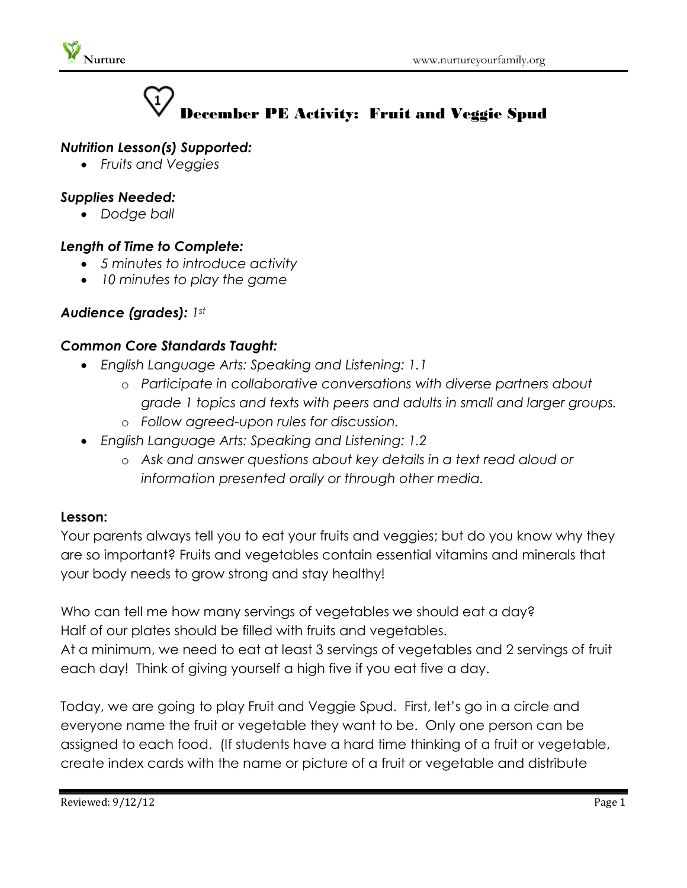# December PE Activity: Fruit and Veggie Spud

***Nutrition Lesson(s) Supported:***

- *Fruits and Veggies*

***Supplies Needed:***

- *Dodge ball*

***Length of Time to Complete:***

- *5 minutes to introduce activity*
- *10 minutes to play the game*

***Audience (grades):*** *1st*

***Common Core Standards Taught:***

- *English Language Arts: Speaking and Listening: 1.1*
  - *Participate in collaborative conversations with diverse partners about grade 1 topics and texts with peers and adults in small and larger groups.*
  - *Follow agreed-upon rules for discussion.*
- *English Language Arts: Speaking and Listening: 1.2*
  - *Ask and answer questions about key details in a text read aloud or information presented orally or through other media.*

**Lesson:**

Your parents always tell you to eat your fruits and veggies; but do you know why they are so important? Fruits and vegetables contain essential vitamins and minerals that your body needs to grow strong and stay healthy!

Who can tell me how many servings of vegetables we should eat a day?
Half of our plates should be filled with fruits and vegetables.
At a minimum, we need to eat at least 3 servings of vegetables and 2 servings of fruit each day! Think of giving yourself a high five if you eat five a day.

Today, we are going to play Fruit and Veggie Spud. First, let's go in a circle and everyone name the fruit or vegetable they want to be. Only one person can be assigned to each food. (If students have a hard time thinking of a fruit or vegetable, create index cards with the name or picture of a fruit or vegetable and distribute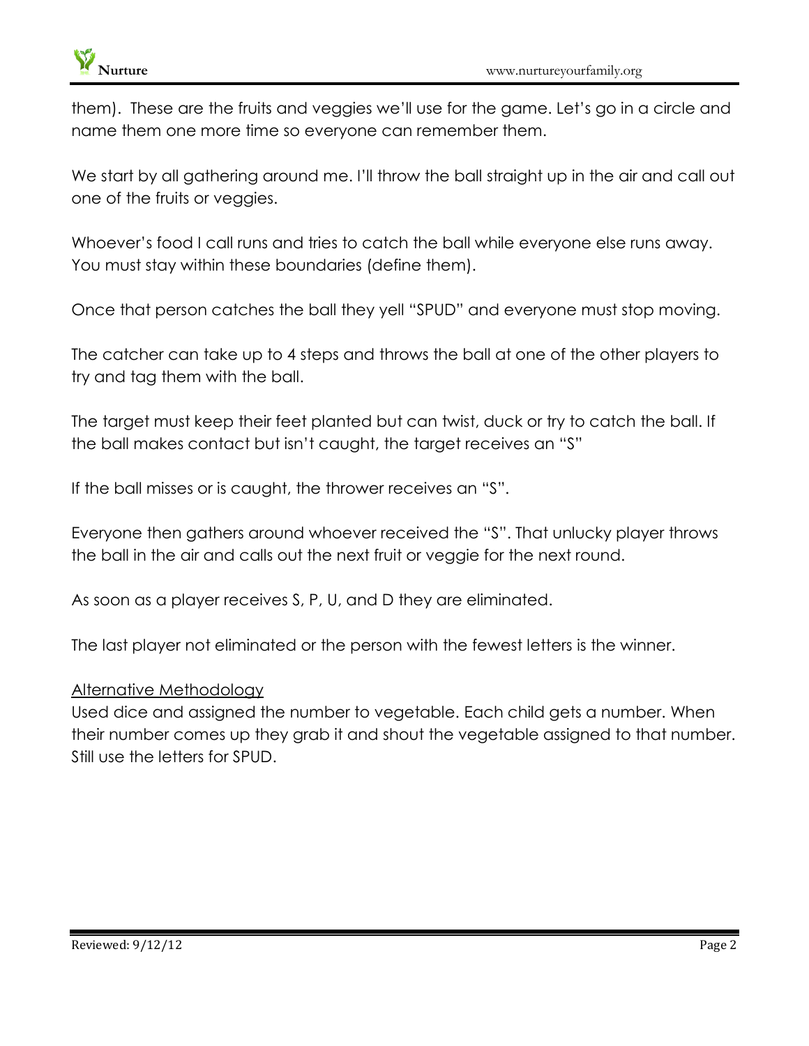them). These are the fruits and veggies we'll use for the game. Let's go in a circle and name them one more time so everyone can remember them.

We start by all gathering around me. I'll throw the ball straight up in the air and call out one of the fruits or veggies.

Whoever's food I call runs and tries to catch the ball while everyone else runs away. You must stay within these boundaries (define them).

Once that person catches the ball they yell "SPUD" and everyone must stop moving.

The catcher can take up to 4 steps and throws the ball at one of the other players to try and tag them with the ball.

The target must keep their feet planted but can twist, duck or try to catch the ball. If the ball makes contact but isn't caught, the target receives an "S"

If the ball misses or is caught, the thrower receives an "S".

Everyone then gathers around whoever received the "S". That unlucky player throws the ball in the air and calls out the next fruit or veggie for the next round.

As soon as a player receives S, P, U, and D they are eliminated.

The last player not eliminated or the person with the fewest letters is the winner.

<u>Alternative Methodology</u>

Used dice and assigned the number to vegetable. Each child gets a number. When their number comes up they grab it and shout the vegetable assigned to that number. Still use the letters for SPUD.